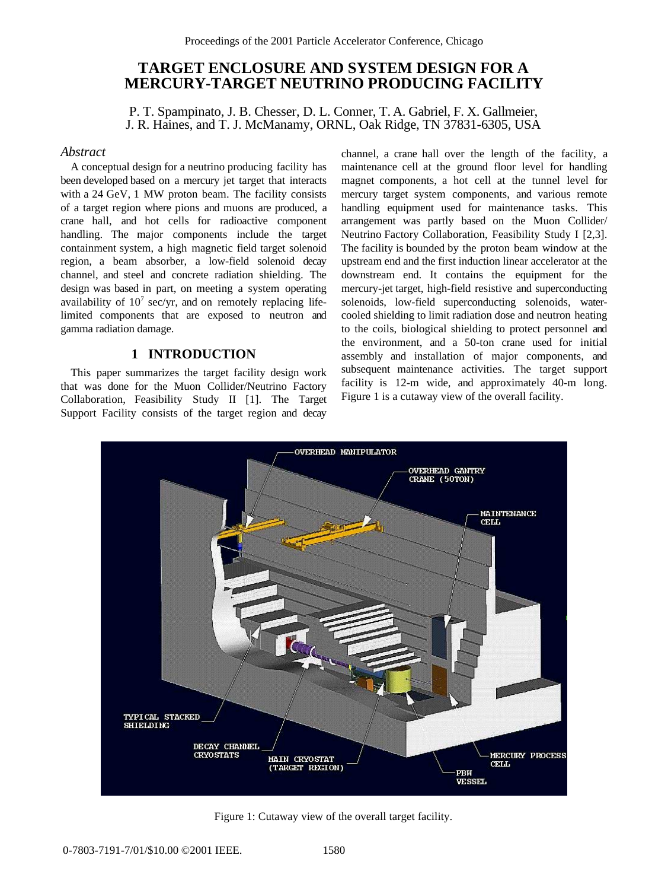# TARGET ENCLOSURE AND SYSTEM DESIGN FOR A MERCURY-TARGET NEUTRINO PRODUCING FACILITY

P. T. Spampinato, J. B. Chesser, D. L. Conner, T. A. Gabriel, F. X. Gallmeier, J. R. Haines, and T. J. McManamy, ORNL, Oak Ridge, TN 37831-6305, USA

## *Abstract*

A conceptual design for a neutrino producing facility has been developed based on a mercury jet target that interacts with a 24 GeV, 1 MW proton beam. The facility consists of a target region where pions and muons are produced, a crane hall, and hot cells for radioactive component handling. The major components include the target containment system, a high magnetic field target solenoid region, a beam absorber, a low-field solenoid decay channel, and steel and concrete radiation shielding. The design was based in part, on meeting a system operating availability of $10^7$ sec/yr, and on remotely replacing life-limited components that are exposed to neutron and gamma radiation damage.

## 1 INTRODUCTION

This paper summarizes the target facility design work that was done for the Muon Collider/Neutrino Factory Collaboration, Feasibility Study II [1]. The Target Support Facility consists of the target region and decay channel, a crane hall over the length of the facility, a maintenance cell at the ground floor level for handling magnet components, a hot cell at the tunnel level for mercury target system components, and various remote handling equipment used for maintenance tasks. This arrangement was partly based on the Muon Collider/Neutrino Factory Collaboration, Feasibility Study I [2,3]. The facility is bounded by the proton beam window at the upstream end and the first induction linear accelerator at the downstream end. It contains the equipment for the mercury-jet target, high-field resistive and superconducting solenoids, low-field superconducting solenoids, water-cooled shielding to limit radiation dose and neutron heating to the coils, biological shielding to protect personnel and the environment, and a 50-ton crane used for initial assembly and installation of major components, and subsequent maintenance activities. The target support facility is 12-m wide, and approximately 40-m long. Figure 1 is a cutaway view of the overall facility.

Figure 1: Cutaway view of the overall target facility.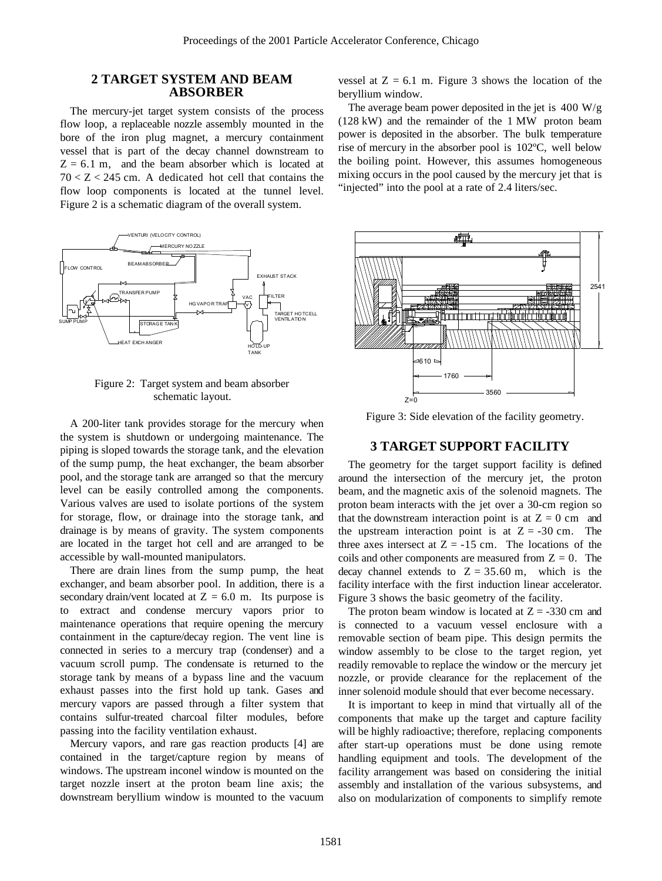## 2 TARGET SYSTEM AND BEAM ABSORBER

The mercury-jet target system consists of the process flow loop, a replaceable nozzle assembly mounted in the bore of the iron plug magnet, a mercury containment vessel that is part of the decay channel downstream to $Z = 6.1$ m, and the beam absorber which is located at $70 < Z < 245$ cm. A dedicated hot cell that contains the flow loop components is located at the tunnel level. Figure 2 is a schematic diagram of the overall system.

Figure 2: Target system and beam absorber schematic layout.

A 200-liter tank provides storage for the mercury when the system is shutdown or undergoing maintenance. The piping is sloped towards the storage tank, and the elevation of the sump pump, the heat exchanger, the beam absorber pool, and the storage tank are arranged so that the mercury level can be easily controlled among the components. Various valves are used to isolate portions of the system for storage, flow, or drainage into the storage tank, and drainage is by means of gravity. The system components are located in the target hot cell and are arranged to be accessible by wall-mounted manipulators.

There are drain lines from the sump pump, the heat exchanger, and beam absorber pool. In addition, there is a secondary drain/vent located at $Z = 6.0$ m. Its purpose is to extract and condense mercury vapors prior to maintenance operations that require opening the mercury containment in the capture/decay region. The vent line is connected in series to a mercury trap (condenser) and a vacuum scroll pump. The condensate is returned to the storage tank by means of a bypass line and the vacuum exhaust passes into the first hold up tank. Gases and mercury vapors are passed through a filter system that contains sulfur-treated charcoal filter modules, before passing into the facility ventilation exhaust.

Mercury vapors, and rare gas reaction products [4] are contained in the target/capture region by means of windows. The upstream inconel window is mounted on the target nozzle insert at the proton beam line axis; the downstream beryllium window is mounted to the vacuum vessel at $Z = 6.1$ m. Figure 3 shows the location of the beryllium window.

The average beam power deposited in the jet is 400 W/g (128 kW) and the remainder of the 1 MW proton beam power is deposited in the absorber. The bulk temperature rise of mercury in the absorber pool is 102ºC, well below the boiling point. However, this assumes homogeneous mixing occurs in the pool caused by the mercury jet that is "injected" into the pool at a rate of 2.4 liters/sec.

Figure 3: Side elevation of the facility geometry.

## 3 TARGET SUPPORT FACILITY

The geometry for the target support facility is defined around the intersection of the mercury jet, the proton beam, and the magnetic axis of the solenoid magnets. The proton beam interacts with the jet over a 30-cm region so that the downstream interaction point is at $Z = 0$ cm and the upstream interaction point is at $Z = -30$ cm. The three axes intersect at $Z = -15$ cm. The locations of the coils and other components are measured from $Z = 0$. The decay channel extends to $Z = 35.60$ m, which is the facility interface with the first induction linear accelerator. Figure 3 shows the basic geometry of the facility.

The proton beam window is located at $Z = -330$ cm and is connected to a vacuum vessel enclosure with a removable section of beam pipe. This design permits the window assembly to be close to the target region, yet readily removable to replace the window or the mercury jet nozzle, or provide clearance for the replacement of the inner solenoid module should that ever become necessary.

It is important to keep in mind that virtually all of the components that make up the target and capture facility will be highly radioactive; therefore, replacing components after start-up operations must be done using remote handling equipment and tools. The development of the facility arrangement was based on considering the initial assembly and installation of the various subsystems, and also on modularization of components to simplify remote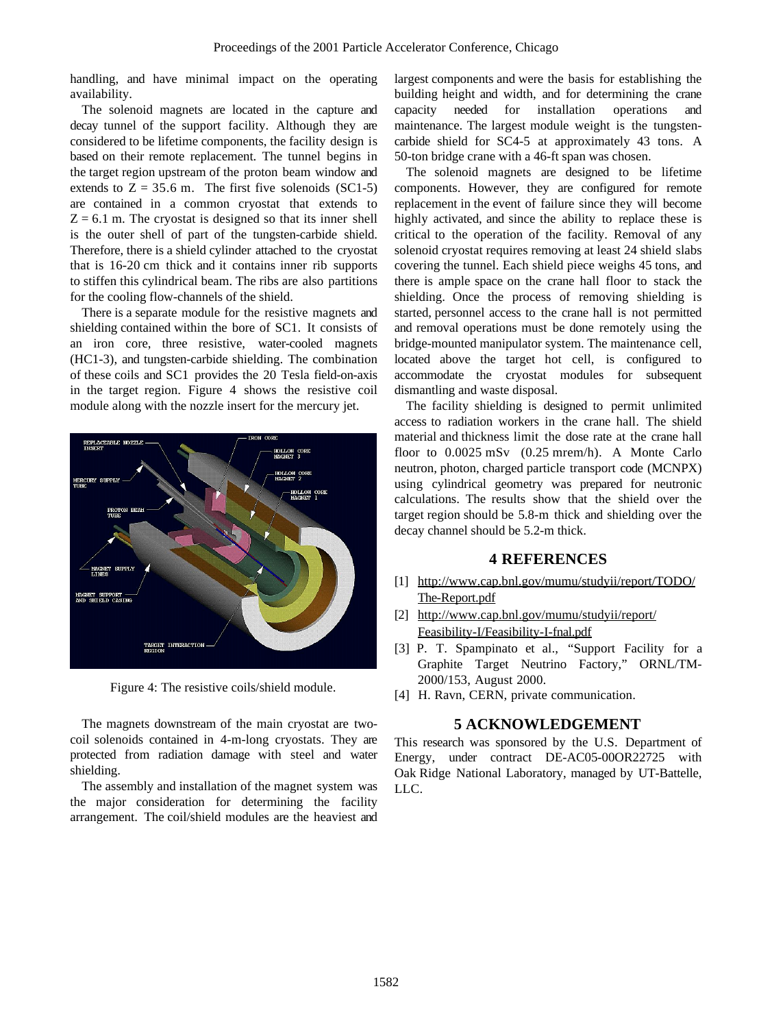handling, and have minimal impact on the operating availability.

The solenoid magnets are located in the capture and decay tunnel of the support facility. Although they are considered to be lifetime components, the facility design is based on their remote replacement. The tunnel begins in the target region upstream of the proton beam window and extends to Z = 35.6 m. The first five solenoids (SC1-5) are contained in a common cryostat that extends to Z = 6.1 m. The cryostat is designed so that its inner shell is the outer shell of part of the tungsten-carbide shield. Therefore, there is a shield cylinder attached to the cryostat that is 16-20 cm thick and it contains inner rib supports to stiffen this cylindrical beam. The ribs are also partitions for the cooling flow-channels of the shield.

There is a separate module for the resistive magnets and shielding contained within the bore of SC1. It consists of an iron core, three resistive, water-cooled magnets (HC1-3), and tungsten-carbide shielding. The combination of these coils and SC1 provides the 20 Tesla field-on-axis in the target region. Figure 4 shows the resistive coil module along with the nozzle insert for the mercury jet.

REPLACEABLE NOZZLE INSERT
IRON CORE
HOLLOW CORE MAGNET 3
HOLLOW CORE MAGNET 2
HOLLOW CORE MAGNET 1
MERCURY SUPPLY TUBE
PROTON BEAM TUBE
MAGNET SUPPLY LINES
MAGNET SUPPORT AND SHIELD CASING
TARGET INTERACTION REGION

Figure 4: The resistive coils/shield module.

The magnets downstream of the main cryostat are two-coil solenoids contained in 4-m-long cryostats. They are protected from radiation damage with steel and water shielding.

The assembly and installation of the magnet system was the major consideration for determining the facility arrangement. The coil/shield modules are the heaviest and largest components and were the basis for establishing the building height and width, and for determining the crane capacity needed for installation operations and maintenance. The largest module weight is the tungsten-carbide shield for SC4-5 at approximately 43 tons. A 50-ton bridge crane with a 46-ft span was chosen.

The solenoid magnets are designed to be lifetime components. However, they are configured for remote replacement in the event of failure since they will become highly activated, and since the ability to replace these is critical to the operation of the facility. Removal of any solenoid cryostat requires removing at least 24 shield slabs covering the tunnel. Each shield piece weighs 45 tons, and there is ample space on the crane hall floor to stack the shielding. Once the process of removing shielding is started, personnel access to the crane hall is not permitted and removal operations must be done remotely using the bridge-mounted manipulator system. The maintenance cell, located above the target hot cell, is configured to accommodate the cryostat modules for subsequent dismantling and waste disposal.

The facility shielding is designed to permit unlimited access to radiation workers in the crane hall. The shield material and thickness limit the dose rate at the crane hall floor to 0.0025 mSv (0.25 mrem/h). A Monte Carlo neutron, photon, charged particle transport code (MCNPX) using cylindrical geometry was prepared for neutronic calculations. The results show that the shield over the target region should be 5.8-m thick and shielding over the decay channel should be 5.2-m thick.

## 4 REFERENCES

[1] http://www.cap.bnl.gov/mumu/studyii/report/TODO/The-Report.pdf

[2] http://www.cap.bnl.gov/mumu/studyii/report/Feasibility-I/Feasibility-I-fnal.pdf

[3] P. T. Spampinato et al., "Support Facility for a Graphite Target Neutrino Factory," ORNL/TM-2000/153, August 2000.

[4] H. Ravn, CERN, private communication.

## 5 ACKNOWLEDGEMENT

This research was sponsored by the U.S. Department of Energy, under contract DE-AC05-00OR22725 with Oak Ridge National Laboratory, managed by UT-Battelle, LLC.